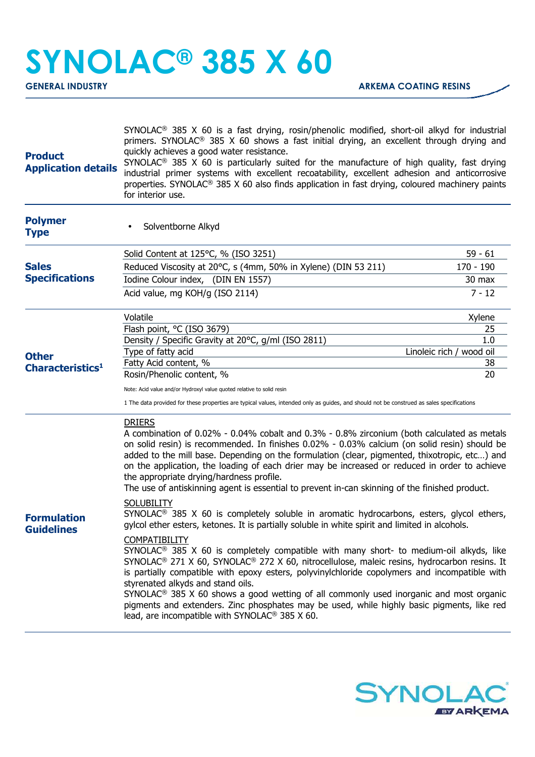# SYNOLAC® 385 X 60

**GENERAL INDUSTRY** **ARKEMA COATING RESINS**

## Product Application details

SYNOLAC® 385 X 60 is a fast drying, rosin/phenolic modified, short-oil alkyd for industrial primers. SYNOLAC® 385 X 60 shows a fast initial drying, an excellent through drying and quickly achieves a good water resistance.
SYNOLAC® 385 X 60 is particularly suited for the manufacture of high quality, fast drying industrial primer systems with excellent recoatability, excellent adhesion and anticorrosive properties. SYNOLAC® 385 X 60 also finds application in fast drying, coloured machinery paints for interior use.

## Polymer Type

- Solventborne Alkyd

## Sales Specifications

| Property | Value |
|---|---|
| Solid Content at 125°C, % (ISO 3251) | 59 - 61 |
| Reduced Viscosity at 20°C, s (4mm, 50% in Xylene) (DIN 53 211) | 170 - 190 |
| Iodine Colour index, (DIN EN 1557) | 30 max |
| Acid value, mg KOH/g (ISO 2114) | 7 - 12 |

## Other Characteristics[1]

| Property | Value |
|---|---|
| Volatile | Xylene |
| Flash point, °C (ISO 3679) | 25 |
| Density / Specific Gravity at 20°C, g/ml (ISO 2811) | 1.0 |
| Type of fatty acid | Linoleic rich / wood oil |
| Fatty Acid content, % | 38 |
| Rosin/Phenolic content, % | 20 |

Note: Acid value and/or Hydroxyl value quoted relative to solid resin

1 The data provided for these properties are typical values, intended only as guides, and should not be construed as sales specifications

## Formulation Guidelines

DRIERS
A combination of 0.02% - 0.04% cobalt and 0.3% - 0.8% zirconium (both calculated as metals on solid resin) is recommended. In finishes 0.02% - 0.03% calcium (on solid resin) should be added to the mill base. Depending on the formulation (clear, pigmented, thixotropic, etc…) and on the application, the loading of each drier may be increased or reduced in order to achieve the appropriate drying/hardness profile.
The use of antiskinning agent is essential to prevent in-can skinning of the finished product.

SOLUBILITY
SYNOLAC® 385 X 60 is completely soluble in aromatic hydrocarbons, esters, glycol ethers, gylcol ether esters, ketones. It is partially soluble in white spirit and limited in alcohols.

COMPATIBILITY
SYNOLAC® 385 X 60 is completely compatible with many short- to medium-oil alkyds, like SYNOLAC® 271 X 60, SYNOLAC® 272 X 60, nitrocellulose, maleic resins, hydrocarbon resins. It is partially compatible with epoxy esters, polyvinylchloride copolymers and incompatible with styrenated alkyds and stand oils.
SYNOLAC® 385 X 60 shows a good wetting of all commonly used inorganic and most organic pigments and extenders. Zinc phosphates may be used, while highly basic pigments, like red lead, are incompatible with SYNOLAC® 385 X 60.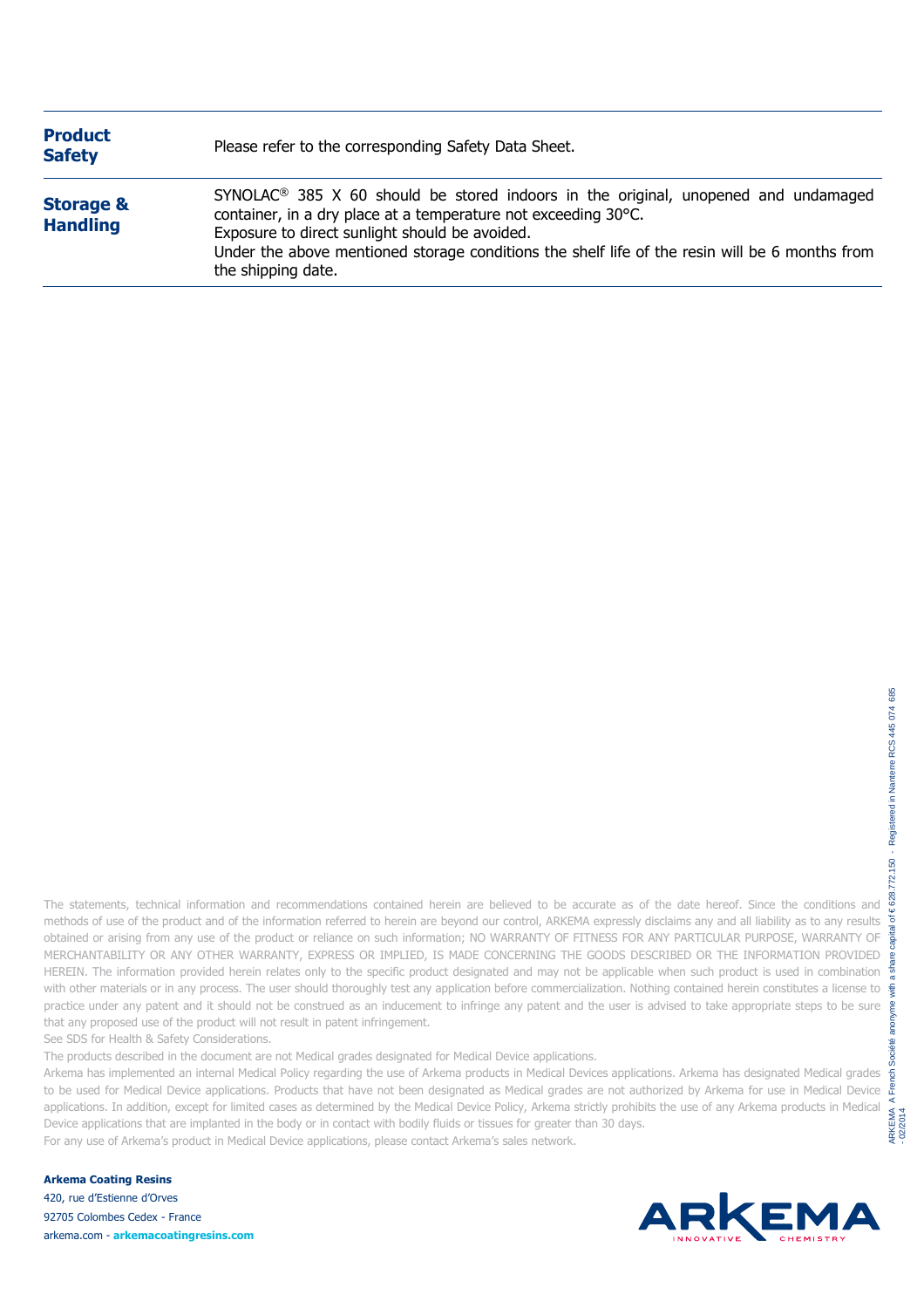| | |
|---|---|
| **Product Safety** | Please refer to the corresponding Safety Data Sheet. |
| **Storage & Handling** | SYNOLAC® 385 X 60 should be stored indoors in the original, unopened and undamaged container, in a dry place at a temperature not exceeding 30°C.<br>Exposure to direct sunlight should be avoided.<br>Under the above mentioned storage conditions the shelf life of the resin will be 6 months from the shipping date. |

The statements, technical information and recommendations contained herein are believed to be accurate as of the date hereof. Since the conditions and methods of use of the product and of the information referred to herein are beyond our control, ARKEMA expressly disclaims any and all liability as to any results obtained or arising from any use of the product or reliance on such information; NO WARRANTY OF FITNESS FOR ANY PARTICULAR PURPOSE, WARRANTY OF MERCHANTABILITY OR ANY OTHER WARRANTY, EXPRESS OR IMPLIED, IS MADE CONCERNING THE GOODS DESCRIBED OR THE INFORMATION PROVIDED HEREIN. The information provided herein relates only to the specific product designated and may not be applicable when such product is used in combination with other materials or in any process. The user should thoroughly test any application before commercialization. Nothing contained herein constitutes a license to practice under any patent and it should not be construed as an inducement to infringe any patent and the user is advised to take appropriate steps to be sure that any proposed use of the product will not result in patent infringement.
See SDS for Health & Safety Considerations.

The products described in the document are not Medical grades designated for Medical Device applications.

Arkema has implemented an internal Medical Policy regarding the use of Arkema products in Medical Devices applications. Arkema has designated Medical grades to be used for Medical Device applications. Products that have not been designated as Medical grades are not authorized by Arkema for use in Medical Device applications. In addition, except for limited cases as determined by the Medical Device Policy, Arkema strictly prohibits the use of any Arkema products in Medical Device applications that are implanted in the body or in contact with bodily fluids or tissues for greater than 30 days.

For any use of Arkema's product in Medical Device applications, please contact Arkema's sales network.

**Arkema Coating Resins**
420, rue d'Estienne d'Orves
92705 Colombes Cedex - France
arkema.com - **arkemacoatingresins.com**

ARKEMA A French Société anonyme with a share capital of € 628.772.150 - Registered in Nanterre RCS 445 074 685 - 02/2014